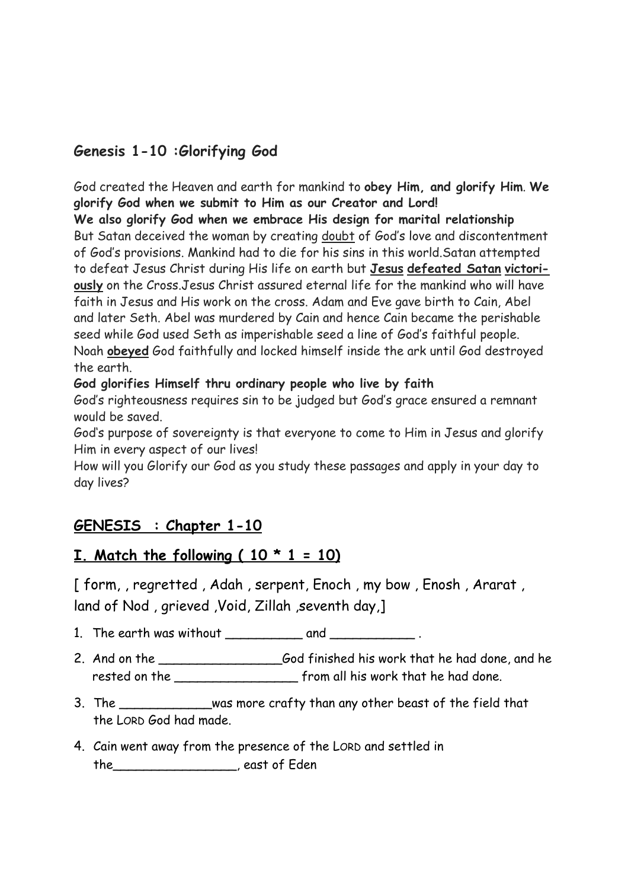## Genesis 1-10 :Glorifying God

God created the Heaven and earth for mankind to **obey Him, and glorify Him**. **We glorify God when we submit to Him as our Creator and Lord!**
**We also glorify God when we embrace His design for marital relationship**
But Satan deceived the woman by creating <u>doubt</u> of God's love and discontentment of God's provisions. Mankind had to die for his sins in this world.Satan attempted to defeat Jesus Christ during His life on earth but <u>**Jesus**</u> <u>**defeated Satan**</u> <u>**victori-ously**</u> on the Cross.Jesus Christ assured eternal life for the mankind who will have faith in Jesus and His work on the cross. Adam and Eve gave birth to Cain, Abel and later Seth. Abel was murdered by Cain and hence Cain became the perishable seed while God used Seth as imperishable seed a line of God's faithful people. Noah <u>**obeyed**</u> God faithfully and locked himself inside the ark until God destroyed the earth.
**God glorifies Himself thru ordinary people who live by faith**
God's righteousness requires sin to be judged but God's grace ensured a remnant would be saved.
God's purpose of sovereignty is that everyone to come to Him in Jesus and glorify Him in every aspect of our lives!
How will you Glorify our God as you study these passages and apply in your day to day lives?

## <u>GENESIS : Chapter 1-10</u>

## <u>I. Match the following ( 10 * 1 = 10)</u>

[ form, , regretted , Adah , serpent, Enoch , my bow , Enosh , Ararat , land of Nod , grieved ,Void, Zillah ,seventh day,]

1. The earth was without __________ and ___________ .
2. And on the ________________God finished his work that he had done, and he rested on the ________________ from all his work that he had done.
3. The ____________was more crafty than any other beast of the field that the LORD God had made.
4. Cain went away from the presence of the LORD and settled in the________________, east of Eden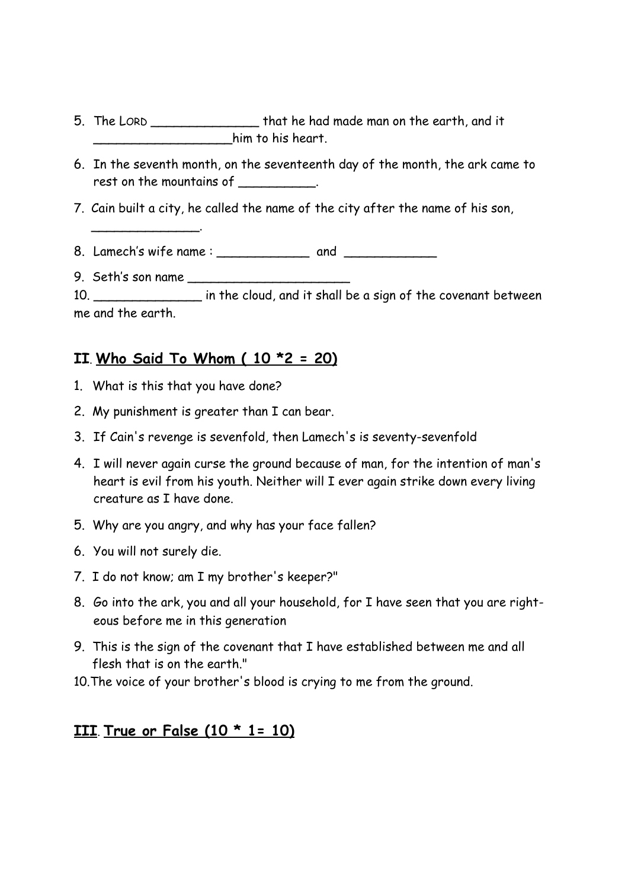5. The LORD ______________ that he had made man on the earth, and it __________________him to his heart.

6. In the seventh month, on the seventeenth day of the month, the ark came to rest on the mountains of __________.

7. Cain built a city, he called the name of the city after the name of his son, ______________.

8. Lamech's wife name : ____________ and ____________

9. Seth's son name _____________________

10. ______________ in the cloud, and it shall be a sign of the covenant between me and the earth.

## II. Who Said To Whom ( 10 *2 = 20)

1. What is this that you have done?
2. My punishment is greater than I can bear.
3. If Cain's revenge is sevenfold, then Lamech's is seventy-sevenfold
4. I will never again curse the ground because of man, for the intention of man's heart is evil from his youth. Neither will I ever again strike down every living creature as I have done.
5. Why are you angry, and why has your face fallen?
6. You will not surely die.
7. I do not know; am I my brother's keeper?"
8. Go into the ark, you and all your household, for I have seen that you are righteous before me in this generation
9. This is the sign of the covenant that I have established between me and all flesh that is on the earth."
10. The voice of your brother's blood is crying to me from the ground.

## III. True or False (10 * 1= 10)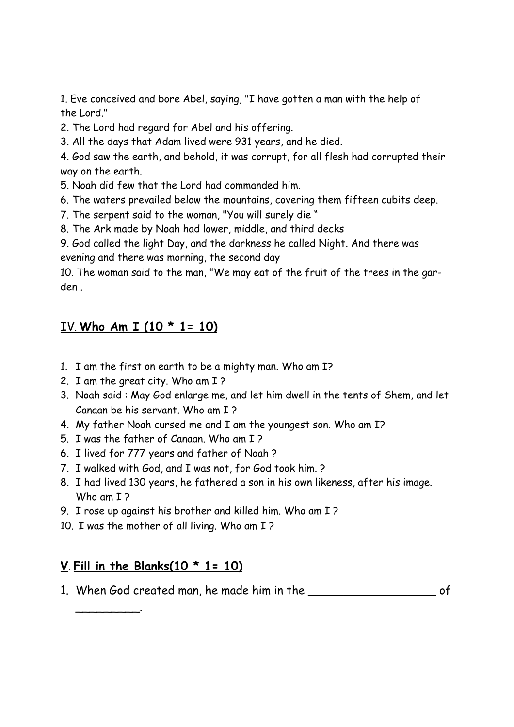1. Eve conceived and bore Abel, saying, "I have gotten a man with the help of the Lord."
2. The Lord had regard for Abel and his offering.
3. All the days that Adam lived were 931 years, and he died.
4. God saw the earth, and behold, it was corrupt, for all flesh had corrupted their way on the earth.
5. Noah did few that the Lord had commanded him.
6. The waters prevailed below the mountains, covering them fifteen cubits deep.
7. The serpent said to the woman, "You will surely die "
8. The Ark made by Noah had lower, middle, and third decks
9. God called the light Day, and the darkness he called Night. And there was evening and there was morning, the second day
10. The woman said to the man, "We may eat of the fruit of the trees in the garden .

## IV. **Who Am I (10 * 1= 10)**

1. I am the first on earth to be a mighty man. Who am I?
2. I am the great city. Who am I ?
3. Noah said : May God enlarge me, and let him dwell in the tents of Shem, and let Canaan be his servant. Who am I ?
4. My father Noah cursed me and I am the youngest son. Who am I?
5. I was the father of Canaan. Who am I ?
6. I lived for 777 years and father of Noah ?
7. I walked with God, and I was not, for God took him. ?
8. I had lived 130 years, he fathered a son in his own likeness, after his image. Who am I ?
9. I rose up against his brother and killed him. Who am I ?
10. I was the mother of all living. Who am I ?

## V. **Fill in the Blanks(10 * 1= 10)**

1. When God created man, he made him in the __________________ of _________.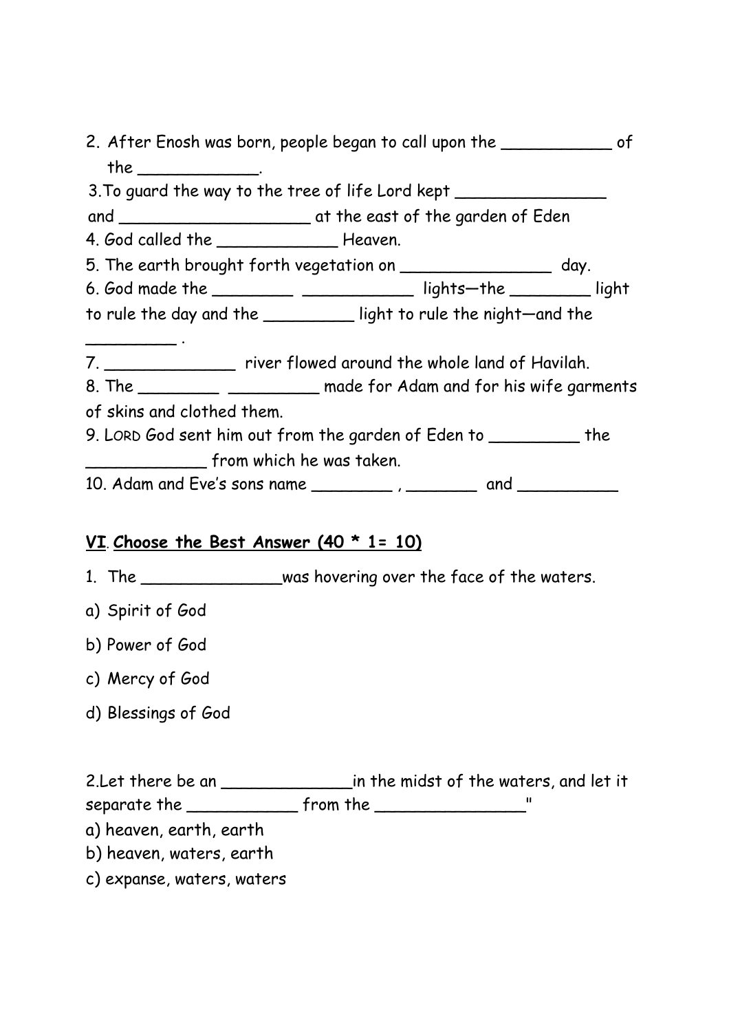2. After Enosh was born, people began to call upon the ___________ of the ____________.

3. To guard the way to the tree of life Lord kept _______________ and ___________________ at the east of the garden of Eden

4. God called the ____________ Heaven.

5. The earth brought forth vegetation on _______________ day.

6. God made the ________ ___________ lights—the ________ light to rule the day and the _________ light to rule the night—and the _________ .

7. _____________ river flowed around the whole land of Havilah.

8. The ________ _________ made for Adam and for his wife garments of skins and clothed them.

9. LORD God sent him out from the garden of Eden to _________ the ____________ from which he was taken.

10. Adam and Eve's sons name ________ , _______ and __________

## **<u>VI</u>. <u>Choose the Best Answer (40 * 1= 10)</u>**

1. The ______________was hovering over the face of the waters.

a) Spirit of God

b) Power of God

c) Mercy of God

d) Blessings of God

2. Let there be an _____________in the midst of the waters, and let it separate the ___________ from the _______________"

a) heaven, earth, earth

b) heaven, waters, earth

c) expanse, waters, waters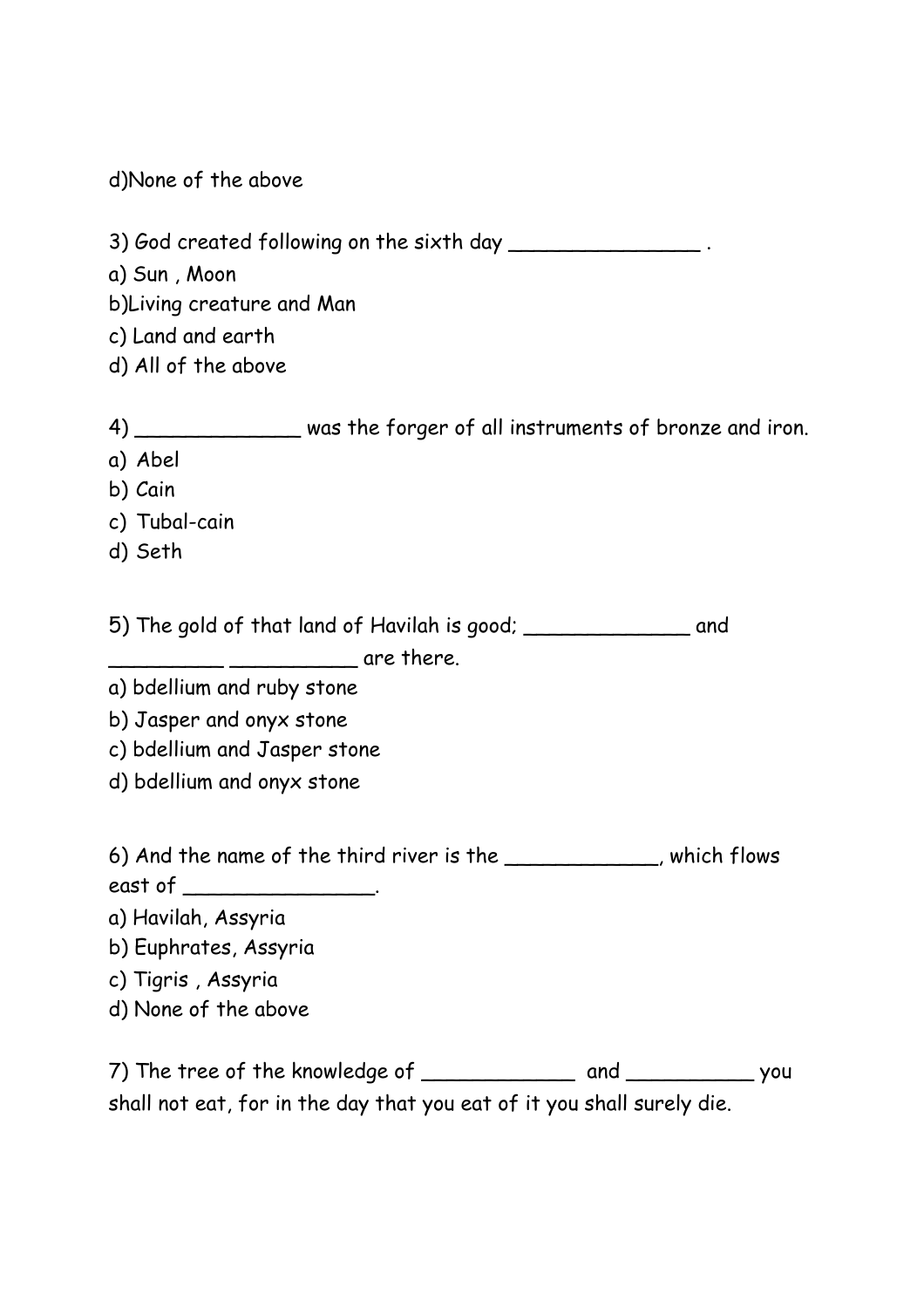d)None of the above

3) God created following on the sixth day _______________ .

a) Sun , Moon

b)Living creature and Man

c) Land and earth

d) All of the above

4) _____________ was the forger of all instruments of bronze and iron.

a) Abel

b) Cain

c) Tubal-cain

d) Seth

5) The gold of that land of Havilah is good; _____________ and _________ __________ are there.

a) bdellium and ruby stone

b) Jasper and onyx stone

c) bdellium and Jasper stone

d) bdellium and onyx stone

6) And the name of the third river is the ____________, which flows east of _______________.

a) Havilah, Assyria

b) Euphrates, Assyria

c) Tigris , Assyria

d) None of the above

7) The tree of the knowledge of ____________ and __________ you shall not eat, for in the day that you eat of it you shall surely die.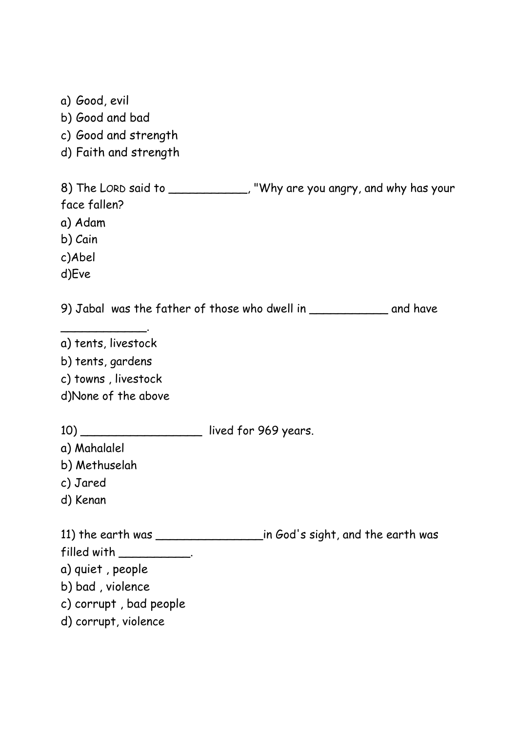a) Good, evil
b) Good and bad
c) Good and strength
d) Faith and strength

8) The LORD said to ___________, "Why are you angry, and why has your face fallen?
a) Adam
b) Cain
c)Abel
d)Eve

9) Jabal was the father of those who dwell in ___________ and have ____________.
a) tents, livestock
b) tents, gardens
c) towns , livestock
d)None of the above

10) _________________ lived for 969 years.
a) Mahalalel
b) Methuselah
c) Jared
d) Kenan

11) the earth was _______________in God's sight, and the earth was filled with __________.
a) quiet , people
b) bad , violence
c) corrupt , bad people
d) corrupt, violence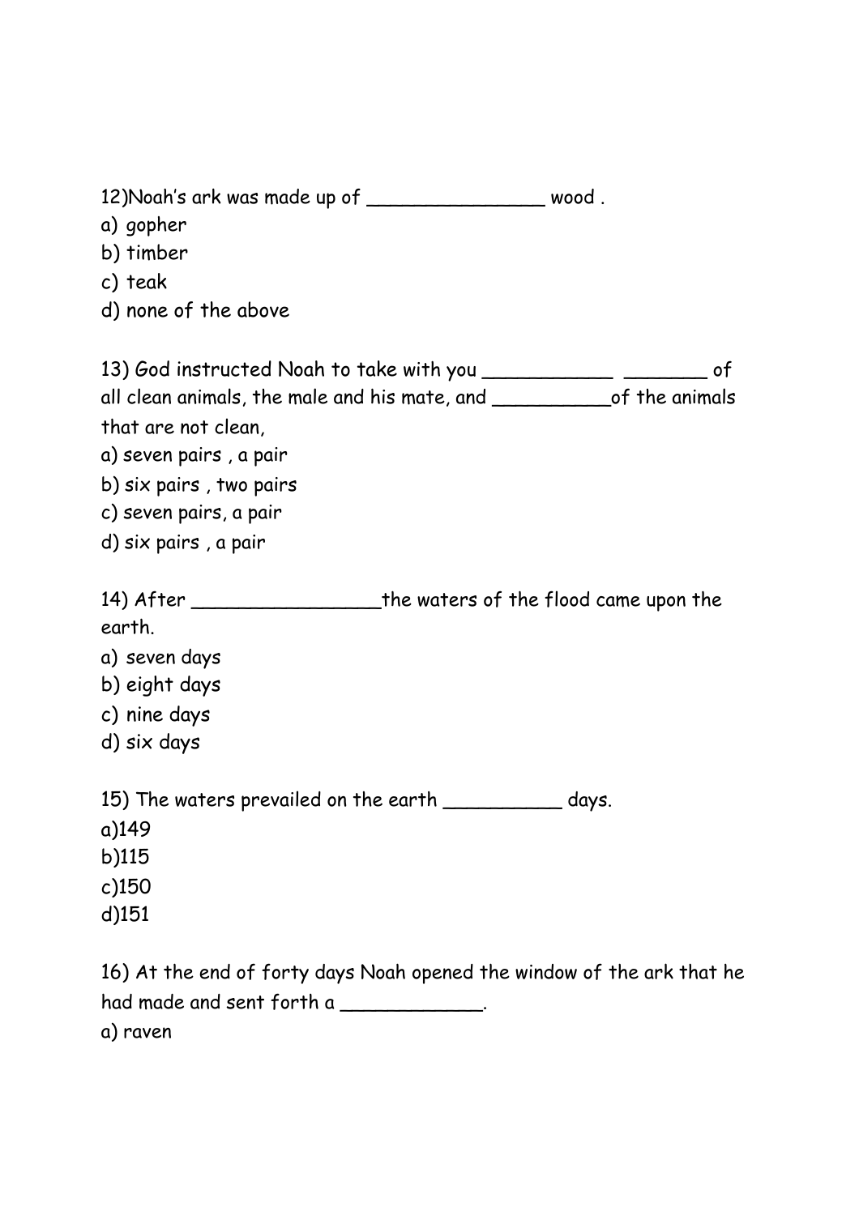12)Noah's ark was made up of _______________ wood .

a) gopher
b) timber
c) teak
d) none of the above

13) God instructed Noah to take with you ___________ _______ of all clean animals, the male and his mate, and __________of the animals that are not clean,

a) seven pairs , a pair
b) six pairs , two pairs
c) seven pairs, a pair
d) six pairs , a pair

14) After ________________the waters of the flood came upon the earth.

a) seven days
b) eight days
c) nine days
d) six days

15) The waters prevailed on the earth __________ days.

a)149
b)115
c)150
d)151

16) At the end of forty days Noah opened the window of the ark that he had made and sent forth a ____________.

a) raven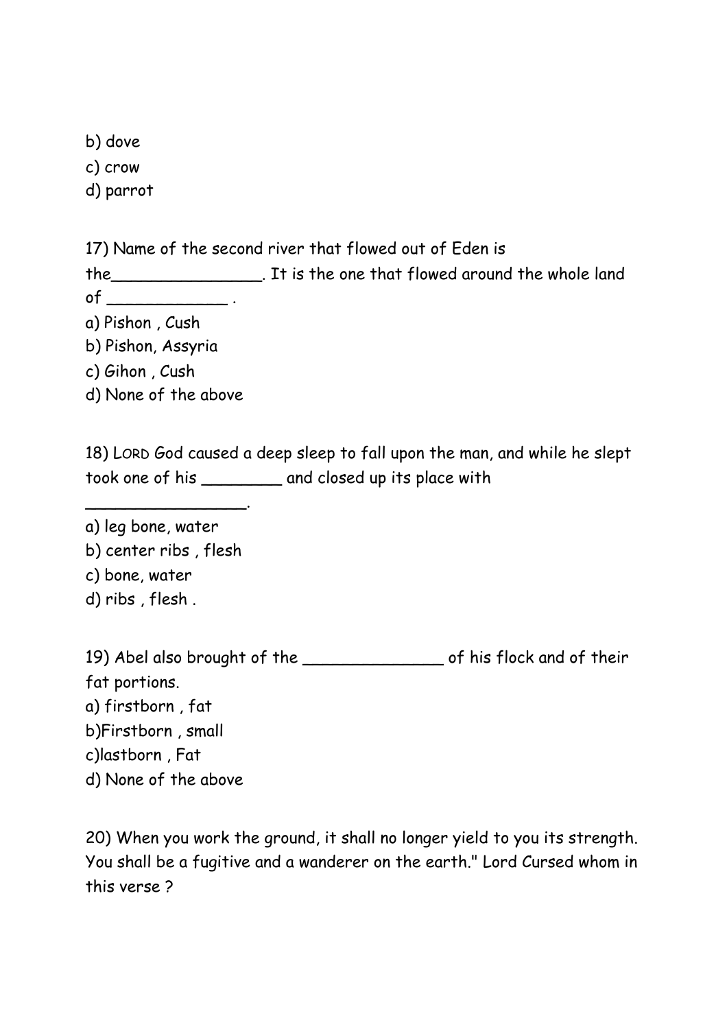b) dove

c) crow

d) parrot

17) Name of the second river that flowed out of Eden is the_______________. It is the one that flowed around the whole land of ____________ .

a) Pishon , Cush

b) Pishon, Assyria

c) Gihon , Cush

d) None of the above

18) LORD God caused a deep sleep to fall upon the man, and while he slept took one of his ________ and closed up its place with ________________.

a) leg bone, water

b) center ribs , flesh

c) bone, water

d) ribs , flesh .

19) Abel also brought of the ______________ of his flock and of their fat portions.

a) firstborn , fat

b)Firstborn , small

c)lastborn , Fat

d) None of the above

20) When you work the ground, it shall no longer yield to you its strength. You shall be a fugitive and a wanderer on the earth." Lord Cursed whom in this verse ?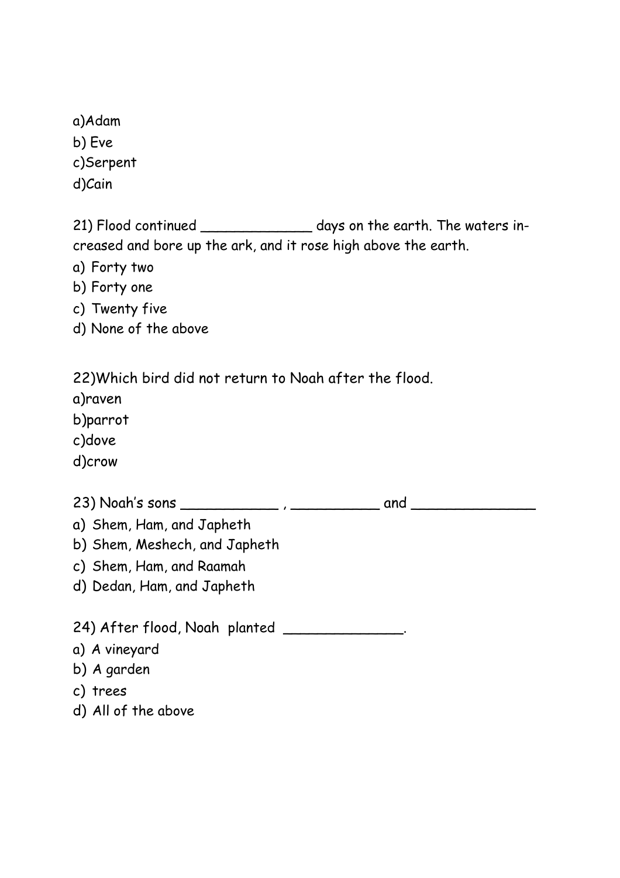a)Adam

b) Eve

c)Serpent

d)Cain

21) Flood continued _____________ days on the earth. The waters increased and bore up the ark, and it rose high above the earth.

a) Forty two

b) Forty one

c) Twenty five

d) None of the above

22)Which bird did not return to Noah after the flood.

a)raven

b)parrot

c)dove

d)crow

23) Noah's sons ____________ , ___________ and _______________

a) Shem, Ham, and Japheth

b) Shem, Meshech, and Japheth

c) Shem, Ham, and Raamah

d) Dedan, Ham, and Japheth

24) After flood, Noah planted ______________.

a) A vineyard

b) A garden

c) trees

d) All of the above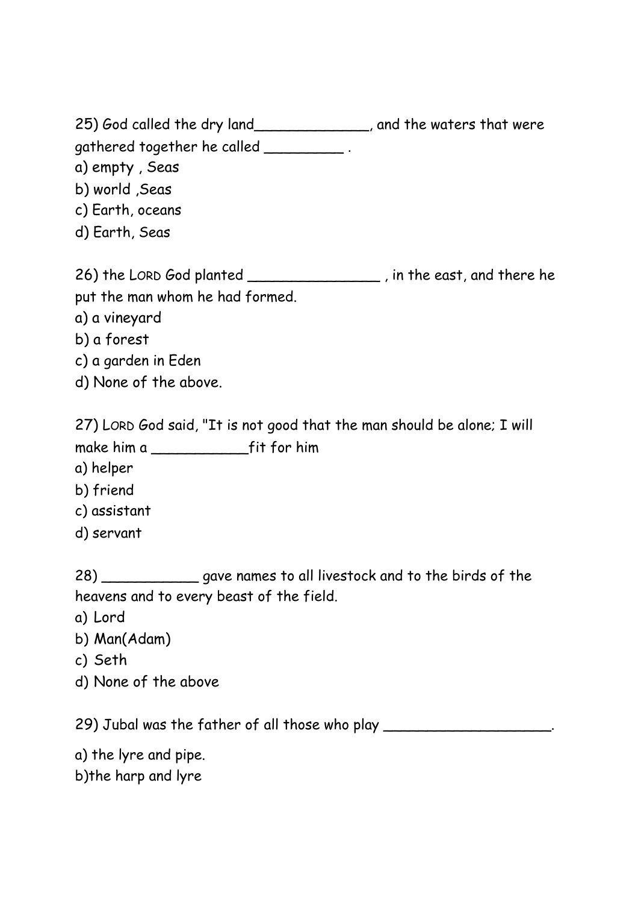25) God called the dry land_____________, and the waters that were gathered together he called _________ .

a) empty , Seas
b) world ,Seas
c) Earth, oceans
d) Earth, Seas

26) the LORD God planted _______________ , in the east, and there he put the man whom he had formed.

a) a vineyard
b) a forest
c) a garden in Eden
d) None of the above.

27) LORD God said, "It is not good that the man should be alone; I will make him a ___________fit for him

a) helper
b) friend
c) assistant
d) servant

28) ___________ gave names to all livestock and to the birds of the heavens and to every beast of the field.

a) Lord
b) Man(Adam)
c) Seth
d) None of the above

29) Jubal was the father of all those who play ___________________.

a) the lyre and pipe.
b)the harp and lyre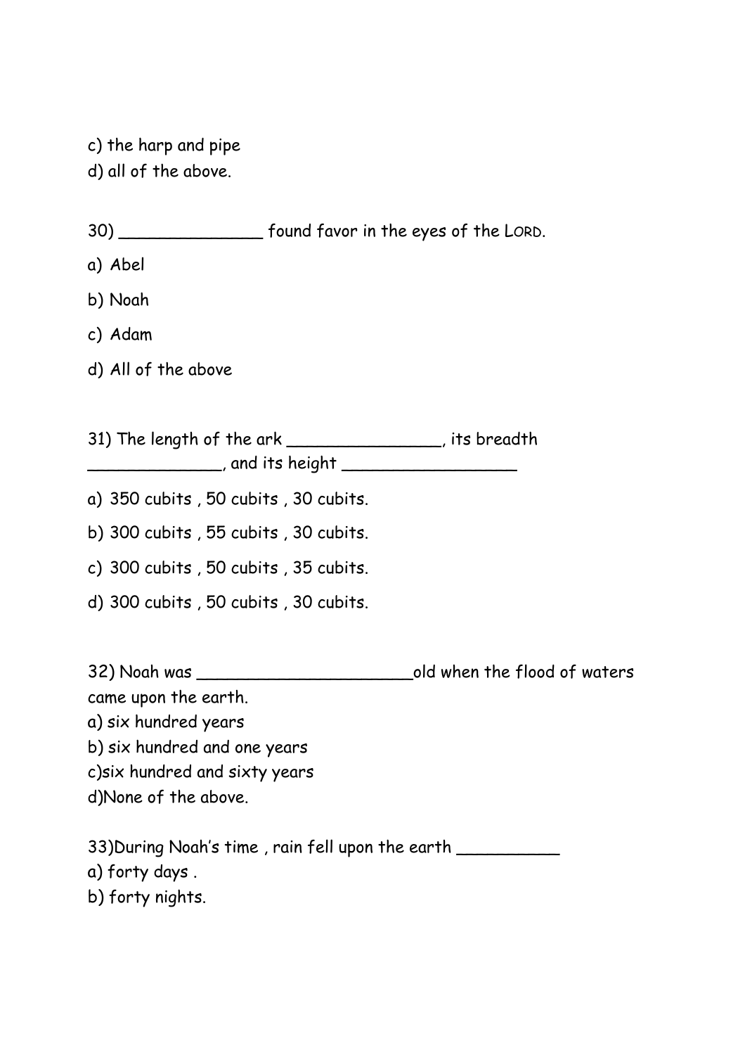c) the harp and pipe
d) all of the above.

30) ______________ found favor in the eyes of the LORD.

a) Abel

b) Noah

c) Adam

d) All of the above

31) The length of the ark ________________, its breadth ______________, and its height __________________

a) 350 cubits , 50 cubits , 30 cubits.

b) 300 cubits , 55 cubits , 30 cubits.

c) 300 cubits , 50 cubits , 35 cubits.

d) 300 cubits , 50 cubits , 30 cubits.

32) Noah was ______________________old when the flood of waters came upon the earth.
a) six hundred years
b) six hundred and one years
c)six hundred and sixty years
d)None of the above.

33)During Noah's time , rain fell upon the earth __________
a) forty days .
b) forty nights.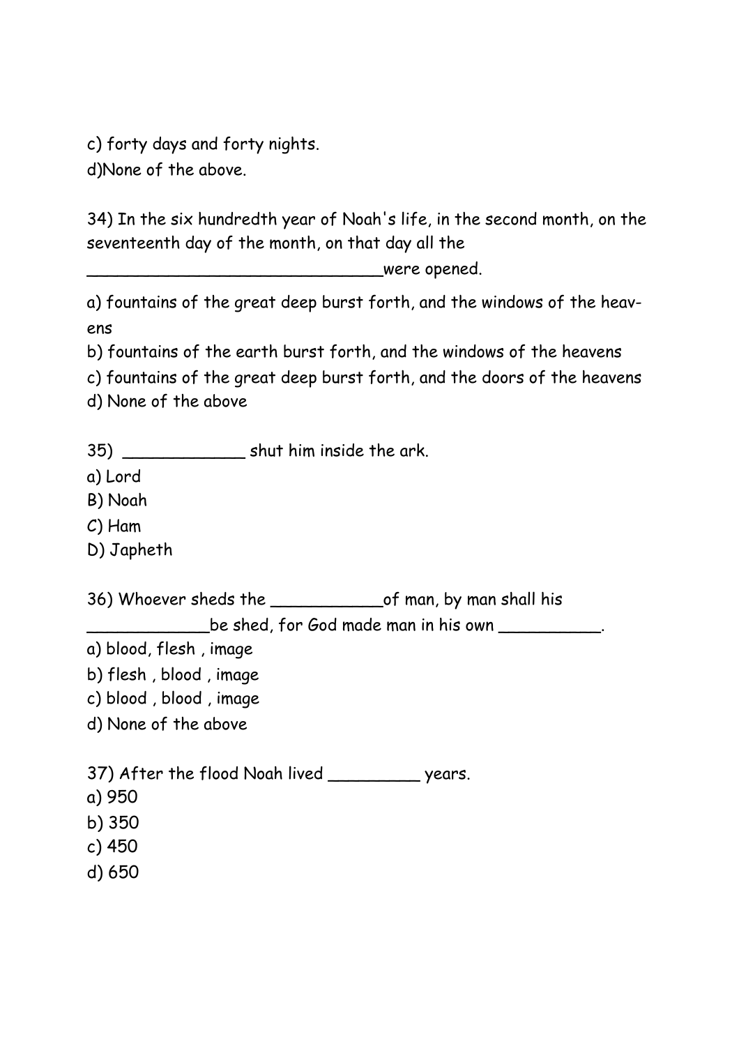c) forty days and forty nights.
d)None of the above.

34) In the six hundredth year of Noah's life, in the second month, on the seventeenth day of the month, on that day all the ______________________________were opened.

a) fountains of the great deep burst forth, and the windows of the heav-ens
b) fountains of the earth burst forth, and the windows of the heavens
c) fountains of the great deep burst forth, and the doors of the heavens
d) None of the above

35) ____________ shut him inside the ark.
a) Lord
B) Noah
C) Ham
D) Japheth

36) Whoever sheds the ___________of man, by man shall his ____________be shed, for God made man in his own __________.
a) blood, flesh , image
b) flesh , blood , image
c) blood , blood , image
d) None of the above

37) After the flood Noah lived _________ years.
a) 950
b) 350
c) 450
d) 650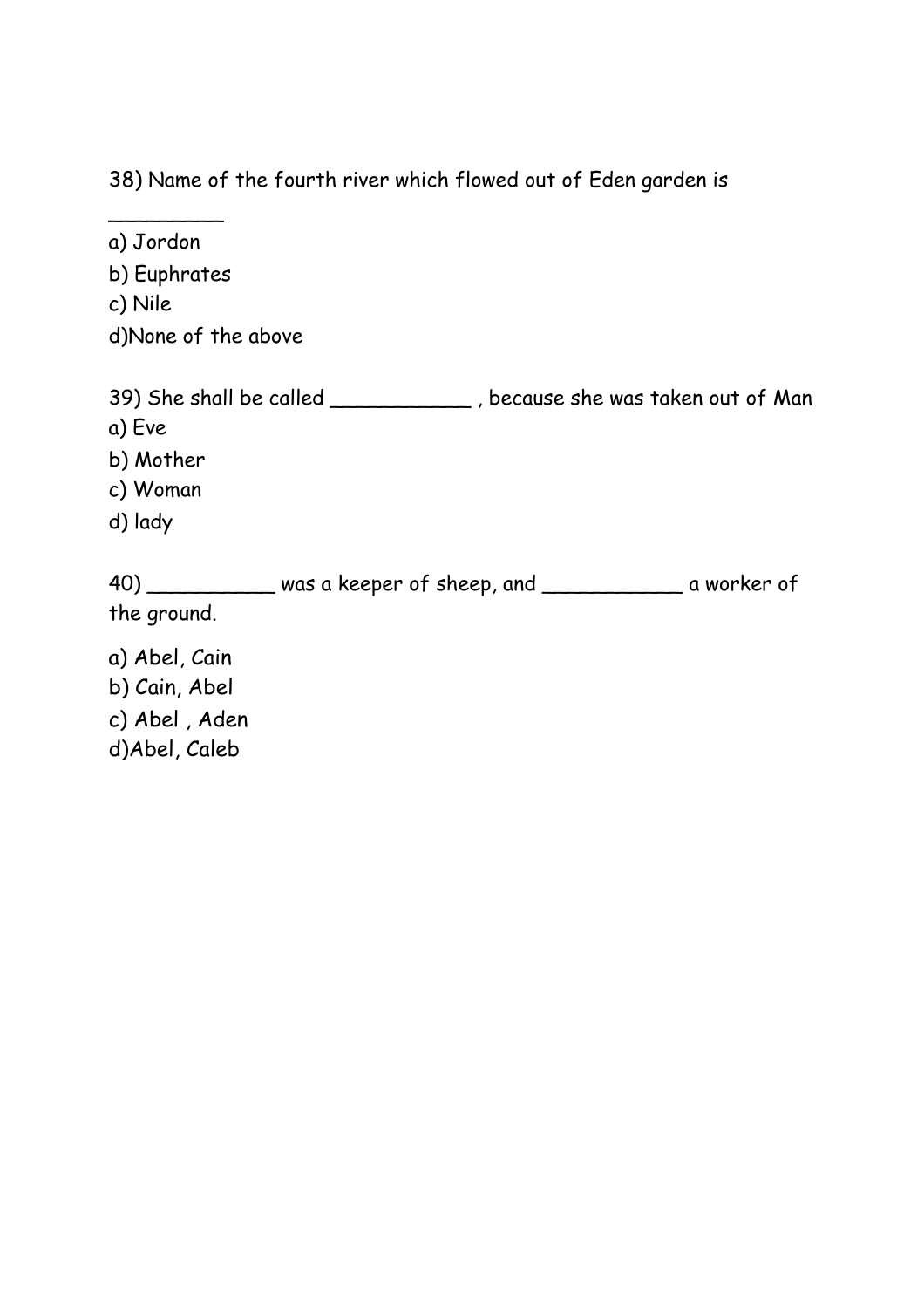38) Name of the fourth river which flowed out of Eden garden is _________

a) Jordon

b) Euphrates

c) Nile

d)None of the above

39) She shall be called ___________ , because she was taken out of Man

a) Eve

b) Mother

c) Woman

d) lady

40) __________ was a keeper of sheep, and ___________ a worker of the ground.

a) Abel, Cain

b) Cain, Abel

c) Abel , Aden

d)Abel, Caleb